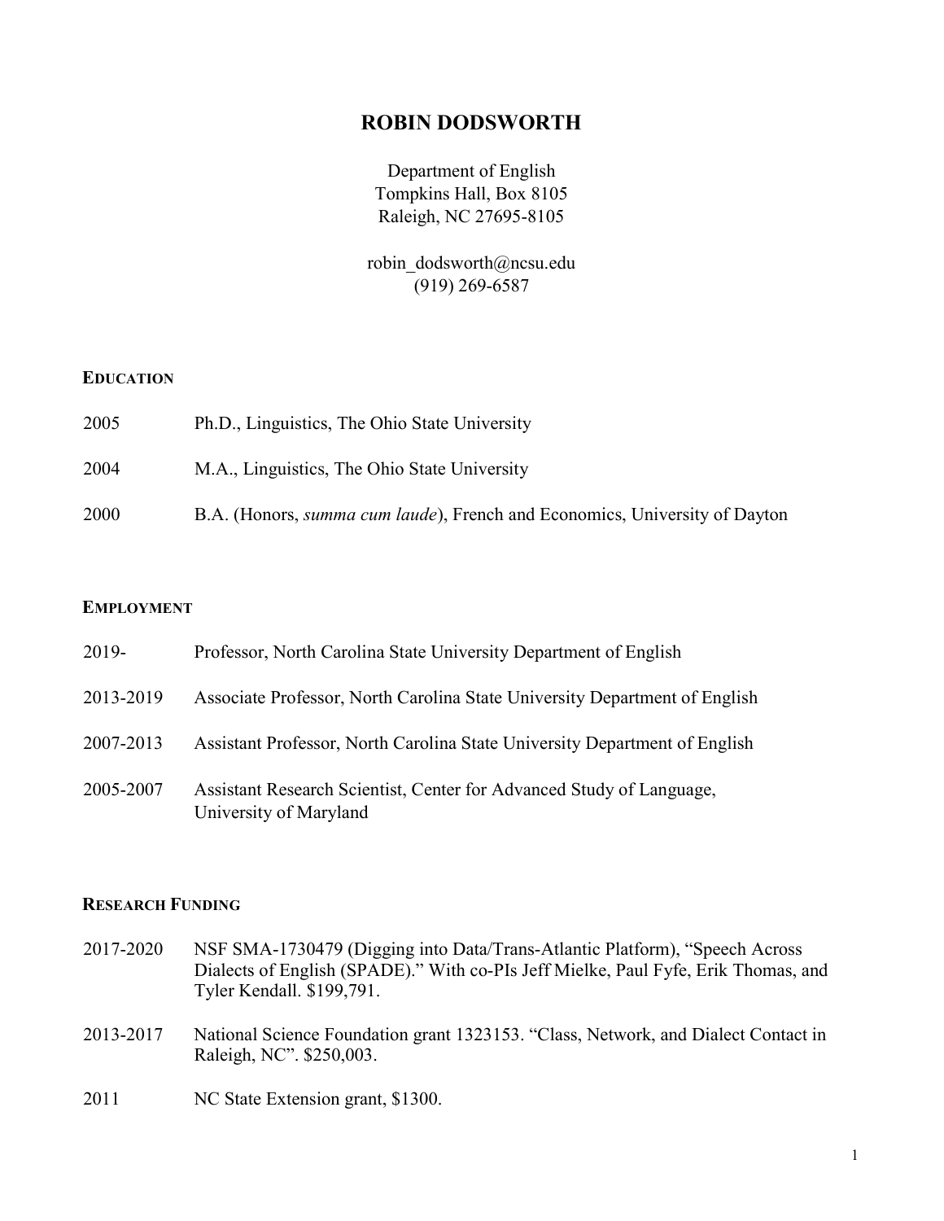# ROBIN DODSWORTH

Department of English
Tompkins Hall, Box 8105
Raleigh, NC 27695-8105

robin_dodsworth@ncsu.edu
(919) 269-6587

## EDUCATION

2005 Ph.D., Linguistics, The Ohio State University

2004 M.A., Linguistics, The Ohio State University

2000 B.A. (Honors, *summa cum laude*), French and Economics, University of Dayton

## EMPLOYMENT

2019- Professor, North Carolina State University Department of English

2013-2019 Associate Professor, North Carolina State University Department of English

2007-2013 Assistant Professor, North Carolina State University Department of English

2005-2007 Assistant Research Scientist, Center for Advanced Study of Language, University of Maryland

## RESEARCH FUNDING

2017-2020 NSF SMA-1730479 (Digging into Data/Trans-Atlantic Platform), "Speech Across Dialects of English (SPADE)." With co-PIs Jeff Mielke, Paul Fyfe, Erik Thomas, and Tyler Kendall. $199,791.

2013-2017 National Science Foundation grant 1323153. "Class, Network, and Dialect Contact in Raleigh, NC". $250,003.

2011 NC State Extension grant, $1300.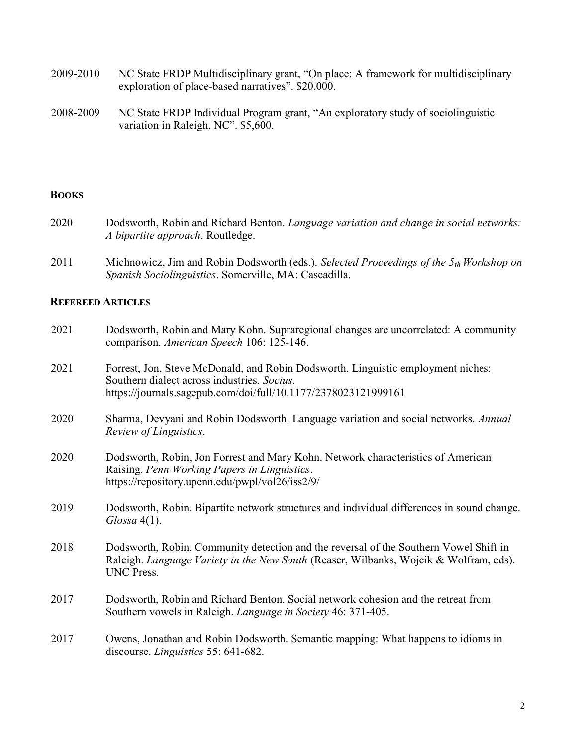2009-2010 NC State FRDP Multidisciplinary grant, "On place: A framework for multidisciplinary exploration of place-based narratives". $20,000.

2008-2009 NC State FRDP Individual Program grant, "An exploratory study of sociolinguistic variation in Raleigh, NC". $5,600.

## BOOKS

2020 Dodsworth, Robin and Richard Benton. *Language variation and change in social networks: A bipartite approach*. Routledge.

2011 Michnowicz, Jim and Robin Dodsworth (eds.). *Selected Proceedings of the 5th Workshop on Spanish Sociolinguistics*. Somerville, MA: Cascadilla.

## REFEREED ARTICLES

2021 Dodsworth, Robin and Mary Kohn. Supraregional changes are uncorrelated: A community comparison. *American Speech* 106: 125-146.

2021 Forrest, Jon, Steve McDonald, and Robin Dodsworth. Linguistic employment niches: Southern dialect across industries. *Socius*. https://journals.sagepub.com/doi/full/10.1177/2378023121999161

2020 Sharma, Devyani and Robin Dodsworth. Language variation and social networks. *Annual Review of Linguistics*.

2020 Dodsworth, Robin, Jon Forrest and Mary Kohn. Network characteristics of American Raising. *Penn Working Papers in Linguistics*. https://repository.upenn.edu/pwpl/vol26/iss2/9/

2019 Dodsworth, Robin. Bipartite network structures and individual differences in sound change. *Glossa* 4(1).

2018 Dodsworth, Robin. Community detection and the reversal of the Southern Vowel Shift in Raleigh. *Language Variety in the New South* (Reaser, Wilbanks, Wojcik & Wolfram, eds). UNC Press.

2017 Dodsworth, Robin and Richard Benton. Social network cohesion and the retreat from Southern vowels in Raleigh. *Language in Society* 46: 371-405.

2017 Owens, Jonathan and Robin Dodsworth. Semantic mapping: What happens to idioms in discourse. *Linguistics* 55: 641-682.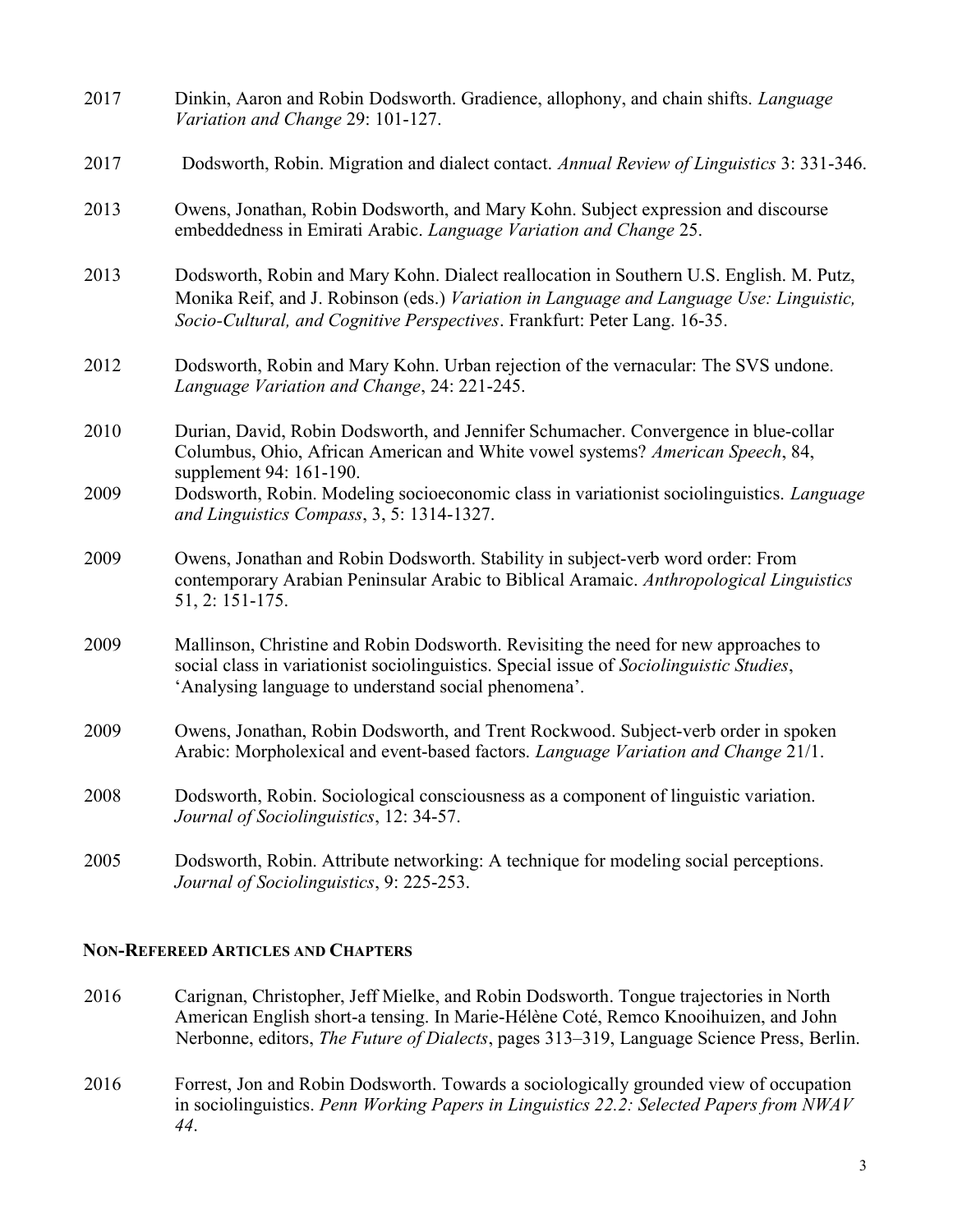2017 Dinkin, Aaron and Robin Dodsworth. Gradience, allophony, and chain shifts. *Language Variation and Change* 29: 101-127.

2017 Dodsworth, Robin. Migration and dialect contact. *Annual Review of Linguistics* 3: 331-346.

2013 Owens, Jonathan, Robin Dodsworth, and Mary Kohn. Subject expression and discourse embeddedness in Emirati Arabic. *Language Variation and Change* 25.

2013 Dodsworth, Robin and Mary Kohn. Dialect reallocation in Southern U.S. English. M. Putz, Monika Reif, and J. Robinson (eds.) *Variation in Language and Language Use: Linguistic, Socio-Cultural, and Cognitive Perspectives*. Frankfurt: Peter Lang. 16-35.

2012 Dodsworth, Robin and Mary Kohn. Urban rejection of the vernacular: The SVS undone. *Language Variation and Change*, 24: 221-245.

2010 Durian, David, Robin Dodsworth, and Jennifer Schumacher. Convergence in blue-collar Columbus, Ohio, African American and White vowel systems? *American Speech*, 84, supplement 94: 161-190.

2009 Dodsworth, Robin. Modeling socioeconomic class in variationist sociolinguistics. *Language and Linguistics Compass*, 3, 5: 1314-1327.

2009 Owens, Jonathan and Robin Dodsworth. Stability in subject-verb word order: From contemporary Arabian Peninsular Arabic to Biblical Aramaic. *Anthropological Linguistics* 51, 2: 151-175.

2009 Mallinson, Christine and Robin Dodsworth. Revisiting the need for new approaches to social class in variationist sociolinguistics. Special issue of *Sociolinguistic Studies*, 'Analysing language to understand social phenomena'.

2009 Owens, Jonathan, Robin Dodsworth, and Trent Rockwood. Subject-verb order in spoken Arabic: Morpholexical and event-based factors. *Language Variation and Change* 21/1.

2008 Dodsworth, Robin. Sociological consciousness as a component of linguistic variation. *Journal of Sociolinguistics*, 12: 34-57.

2005 Dodsworth, Robin. Attribute networking: A technique for modeling social perceptions. *Journal of Sociolinguistics*, 9: 225-253.

## Non-Refereed Articles and Chapters

2016 Carignan, Christopher, Jeff Mielke, and Robin Dodsworth. Tongue trajectories in North American English short-a tensing. In Marie-Hélène Coté, Remco Knooihuizen, and John Nerbonne, editors, *The Future of Dialects*, pages 313–319, Language Science Press, Berlin.

2016 Forrest, Jon and Robin Dodsworth. Towards a sociologically grounded view of occupation in sociolinguistics. *Penn Working Papers in Linguistics 22.2: Selected Papers from NWAV 44*.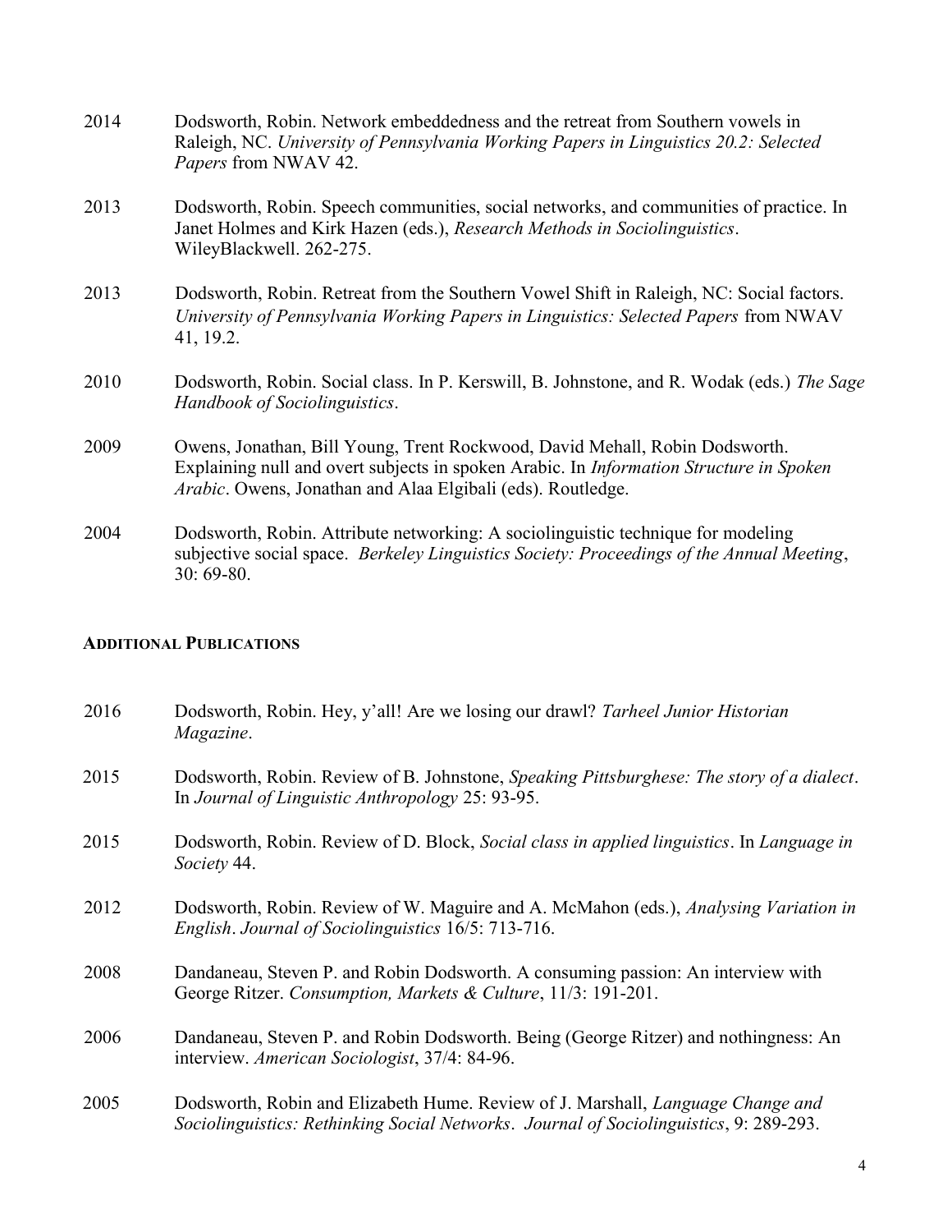2014 Dodsworth, Robin. Network embeddedness and the retreat from Southern vowels in Raleigh, NC. *University of Pennsylvania Working Papers in Linguistics 20.2: Selected Papers* from NWAV 42.

2013 Dodsworth, Robin. Speech communities, social networks, and communities of practice. In Janet Holmes and Kirk Hazen (eds.), *Research Methods in Sociolinguistics*. WileyBlackwell. 262-275.

2013 Dodsworth, Robin. Retreat from the Southern Vowel Shift in Raleigh, NC: Social factors. *University of Pennsylvania Working Papers in Linguistics: Selected Papers* from NWAV 41, 19.2.

2010 Dodsworth, Robin. Social class. In P. Kerswill, B. Johnstone, and R. Wodak (eds.) *The Sage Handbook of Sociolinguistics*.

2009 Owens, Jonathan, Bill Young, Trent Rockwood, David Mehall, Robin Dodsworth. Explaining null and overt subjects in spoken Arabic. In *Information Structure in Spoken Arabic*. Owens, Jonathan and Alaa Elgibali (eds). Routledge.

2004 Dodsworth, Robin. Attribute networking: A sociolinguistic technique for modeling subjective social space. *Berkeley Linguistics Society: Proceedings of the Annual Meeting*, 30: 69-80.

### ADDITIONAL PUBLICATIONS

2016 Dodsworth, Robin. Hey, y'all! Are we losing our drawl? *Tarheel Junior Historian Magazine*.

2015 Dodsworth, Robin. Review of B. Johnstone, *Speaking Pittsburghese: The story of a dialect*. In *Journal of Linguistic Anthropology* 25: 93-95.

2015 Dodsworth, Robin. Review of D. Block, *Social class in applied linguistics*. In *Language in Society* 44.

2012 Dodsworth, Robin. Review of W. Maguire and A. McMahon (eds.), *Analysing Variation in English*. *Journal of Sociolinguistics* 16/5: 713-716.

2008 Dandaneau, Steven P. and Robin Dodsworth. A consuming passion: An interview with George Ritzer. *Consumption, Markets & Culture*, 11/3: 191-201.

2006 Dandaneau, Steven P. and Robin Dodsworth. Being (George Ritzer) and nothingness: An interview. *American Sociologist*, 37/4: 84-96.

2005 Dodsworth, Robin and Elizabeth Hume. Review of J. Marshall, *Language Change and Sociolinguistics: Rethinking Social Networks*. *Journal of Sociolinguistics*, 9: 289-293.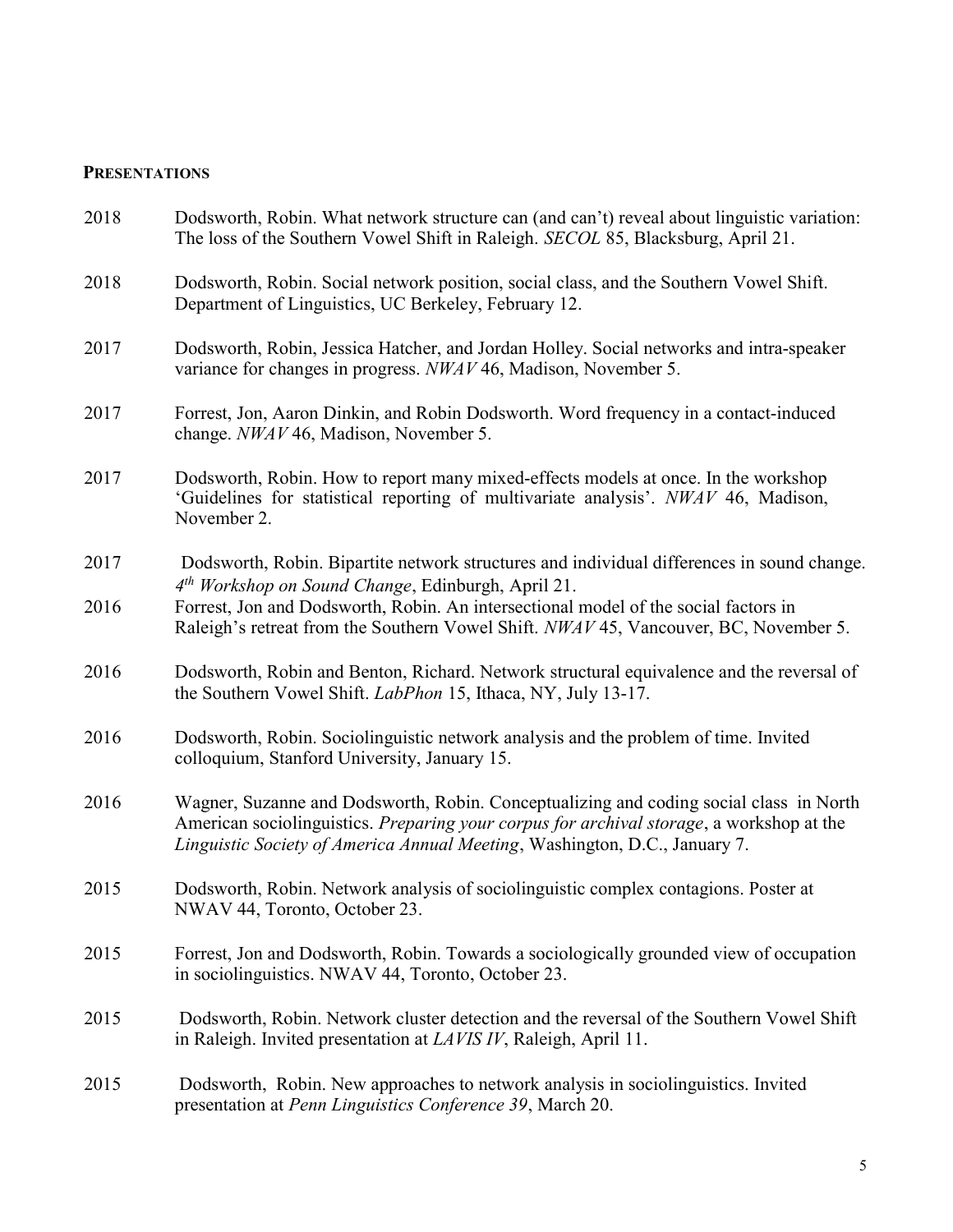## PRESENTATIONS

2018 Dodsworth, Robin. What network structure can (and can't) reveal about linguistic variation: The loss of the Southern Vowel Shift in Raleigh. *SECOL* 85, Blacksburg, April 21.

2018 Dodsworth, Robin. Social network position, social class, and the Southern Vowel Shift. Department of Linguistics, UC Berkeley, February 12.

2017 Dodsworth, Robin, Jessica Hatcher, and Jordan Holley. Social networks and intra-speaker variance for changes in progress. *NWAV* 46, Madison, November 5.

2017 Forrest, Jon, Aaron Dinkin, and Robin Dodsworth. Word frequency in a contact-induced change. *NWAV* 46, Madison, November 5.

2017 Dodsworth, Robin. How to report many mixed-effects models at once. In the workshop 'Guidelines for statistical reporting of multivariate analysis'. *NWAV* 46, Madison, November 2.

2017 Dodsworth, Robin. Bipartite network structures and individual differences in sound change. *4th Workshop on Sound Change*, Edinburgh, April 21.

2016 Forrest, Jon and Dodsworth, Robin. An intersectional model of the social factors in Raleigh's retreat from the Southern Vowel Shift. *NWAV* 45, Vancouver, BC, November 5.

2016 Dodsworth, Robin and Benton, Richard. Network structural equivalence and the reversal of the Southern Vowel Shift. *LabPhon* 15, Ithaca, NY, July 13-17.

2016 Dodsworth, Robin. Sociolinguistic network analysis and the problem of time. Invited colloquium, Stanford University, January 15.

2016 Wagner, Suzanne and Dodsworth, Robin. Conceptualizing and coding social class in North American sociolinguistics. *Preparing your corpus for archival storage*, a workshop at the *Linguistic Society of America Annual Meeting*, Washington, D.C., January 7.

2015 Dodsworth, Robin. Network analysis of sociolinguistic complex contagions. Poster at NWAV 44, Toronto, October 23.

2015 Forrest, Jon and Dodsworth, Robin. Towards a sociologically grounded view of occupation in sociolinguistics. NWAV 44, Toronto, October 23.

2015 Dodsworth, Robin. Network cluster detection and the reversal of the Southern Vowel Shift in Raleigh. Invited presentation at *LAVIS IV*, Raleigh, April 11.

2015 Dodsworth, Robin. New approaches to network analysis in sociolinguistics. Invited presentation at *Penn Linguistics Conference 39*, March 20.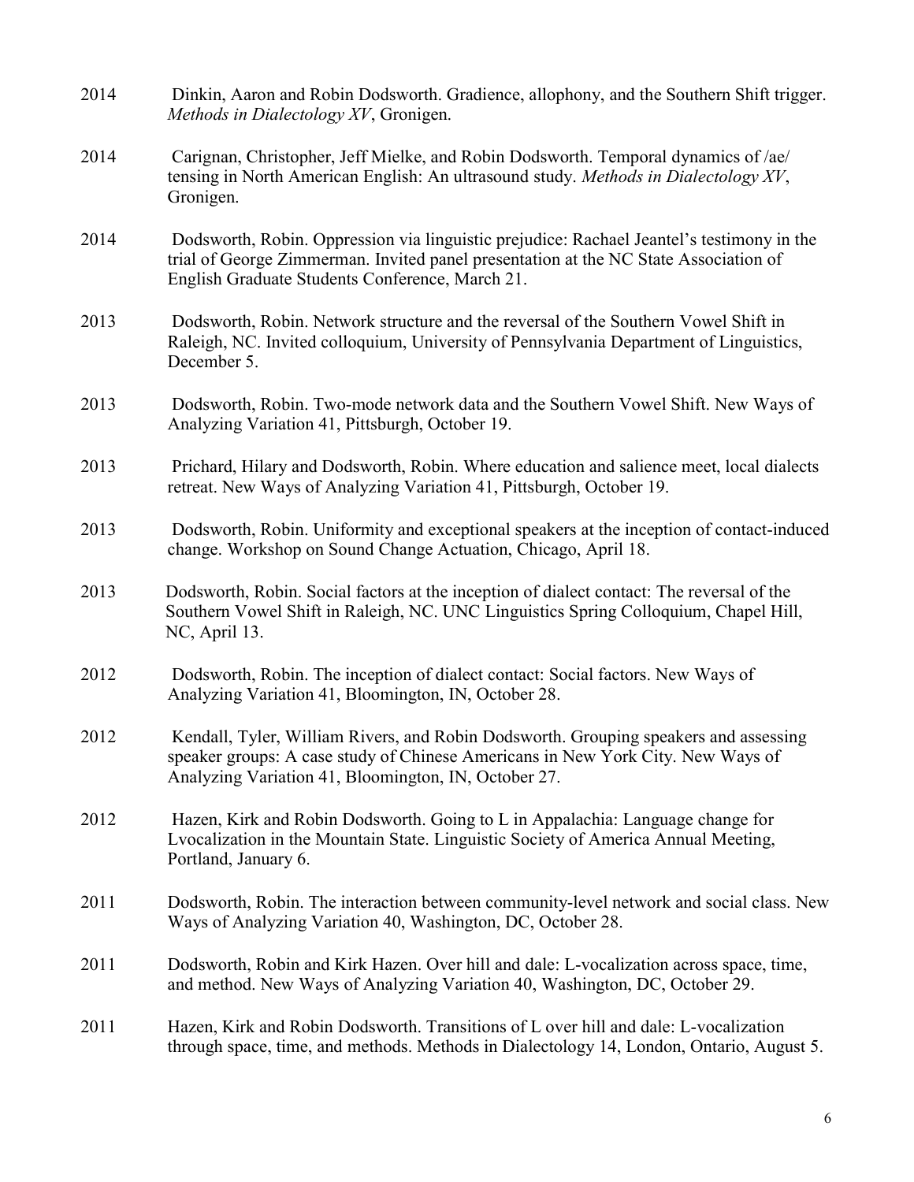2014 Dinkin, Aaron and Robin Dodsworth. Gradience, allophony, and the Southern Shift trigger. *Methods in Dialectology XV*, Gronigen.

2014 Carignan, Christopher, Jeff Mielke, and Robin Dodsworth. Temporal dynamics of /ae/ tensing in North American English: An ultrasound study. *Methods in Dialectology XV*, Gronigen.

2014 Dodsworth, Robin. Oppression via linguistic prejudice: Rachael Jeantel's testimony in the trial of George Zimmerman. Invited panel presentation at the NC State Association of English Graduate Students Conference, March 21.

2013 Dodsworth, Robin. Network structure and the reversal of the Southern Vowel Shift in Raleigh, NC. Invited colloquium, University of Pennsylvania Department of Linguistics, December 5.

2013 Dodsworth, Robin. Two-mode network data and the Southern Vowel Shift. New Ways of Analyzing Variation 41, Pittsburgh, October 19.

2013 Prichard, Hilary and Dodsworth, Robin. Where education and salience meet, local dialects retreat. New Ways of Analyzing Variation 41, Pittsburgh, October 19.

2013 Dodsworth, Robin. Uniformity and exceptional speakers at the inception of contact-induced change. Workshop on Sound Change Actuation, Chicago, April 18.

2013 Dodsworth, Robin. Social factors at the inception of dialect contact: The reversal of the Southern Vowel Shift in Raleigh, NC. UNC Linguistics Spring Colloquium, Chapel Hill, NC, April 13.

2012 Dodsworth, Robin. The inception of dialect contact: Social factors. New Ways of Analyzing Variation 41, Bloomington, IN, October 28.

2012 Kendall, Tyler, William Rivers, and Robin Dodsworth. Grouping speakers and assessing speaker groups: A case study of Chinese Americans in New York City. New Ways of Analyzing Variation 41, Bloomington, IN, October 27.

2012 Hazen, Kirk and Robin Dodsworth. Going to L in Appalachia: Language change for Lvocalization in the Mountain State. Linguistic Society of America Annual Meeting, Portland, January 6.

2011 Dodsworth, Robin. The interaction between community-level network and social class. New Ways of Analyzing Variation 40, Washington, DC, October 28.

2011 Dodsworth, Robin and Kirk Hazen. Over hill and dale: L-vocalization across space, time, and method. New Ways of Analyzing Variation 40, Washington, DC, October 29.

2011 Hazen, Kirk and Robin Dodsworth. Transitions of L over hill and dale: L-vocalization through space, time, and methods. Methods in Dialectology 14, London, Ontario, August 5.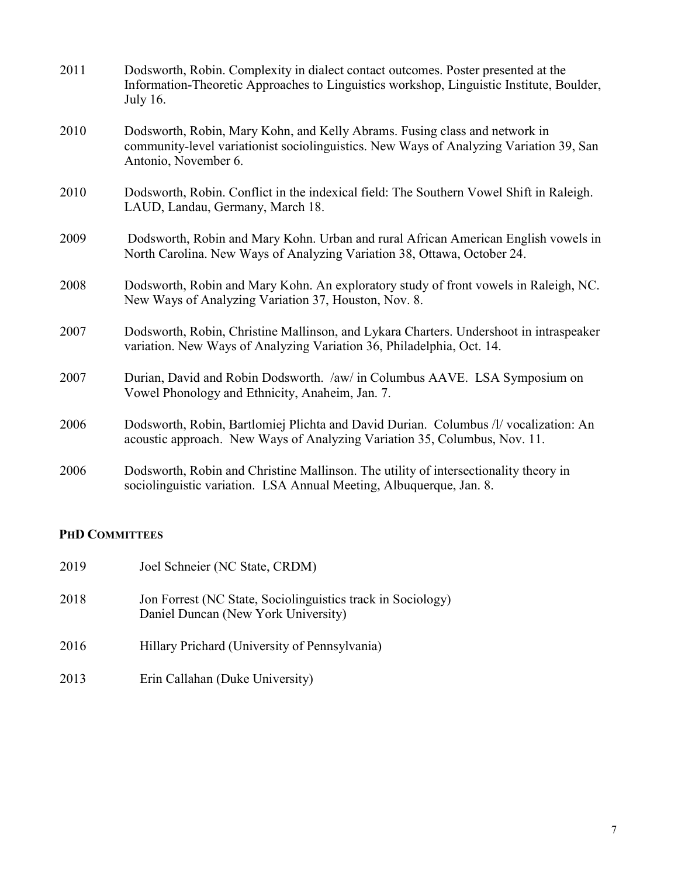2011 Dodsworth, Robin. Complexity in dialect contact outcomes. Poster presented at the Information-Theoretic Approaches to Linguistics workshop, Linguistic Institute, Boulder, July 16.

2010 Dodsworth, Robin, Mary Kohn, and Kelly Abrams. Fusing class and network in community-level variationist sociolinguistics. New Ways of Analyzing Variation 39, San Antonio, November 6.

2010 Dodsworth, Robin. Conflict in the indexical field: The Southern Vowel Shift in Raleigh. LAUD, Landau, Germany, March 18.

2009 Dodsworth, Robin and Mary Kohn. Urban and rural African American English vowels in North Carolina. New Ways of Analyzing Variation 38, Ottawa, October 24.

2008 Dodsworth, Robin and Mary Kohn. An exploratory study of front vowels in Raleigh, NC. New Ways of Analyzing Variation 37, Houston, Nov. 8.

2007 Dodsworth, Robin, Christine Mallinson, and Lykara Charters. Undershoot in intraspeaker variation. New Ways of Analyzing Variation 36, Philadelphia, Oct. 14.

2007 Durian, David and Robin Dodsworth. /aw/ in Columbus AAVE. LSA Symposium on Vowel Phonology and Ethnicity, Anaheim, Jan. 7.

2006 Dodsworth, Robin, Bartlomiej Plichta and David Durian. Columbus /l/ vocalization: An acoustic approach. New Ways of Analyzing Variation 35, Columbus, Nov. 11.

2006 Dodsworth, Robin and Christine Mallinson. The utility of intersectionality theory in sociolinguistic variation. LSA Annual Meeting, Albuquerque, Jan. 8.

## PhD Committees

2019 Joel Schneier (NC State, CRDM)

2018 Jon Forrest (NC State, Sociolinguistics track in Sociology)
Daniel Duncan (New York University)

2016 Hillary Prichard (University of Pennsylvania)

2013 Erin Callahan (Duke University)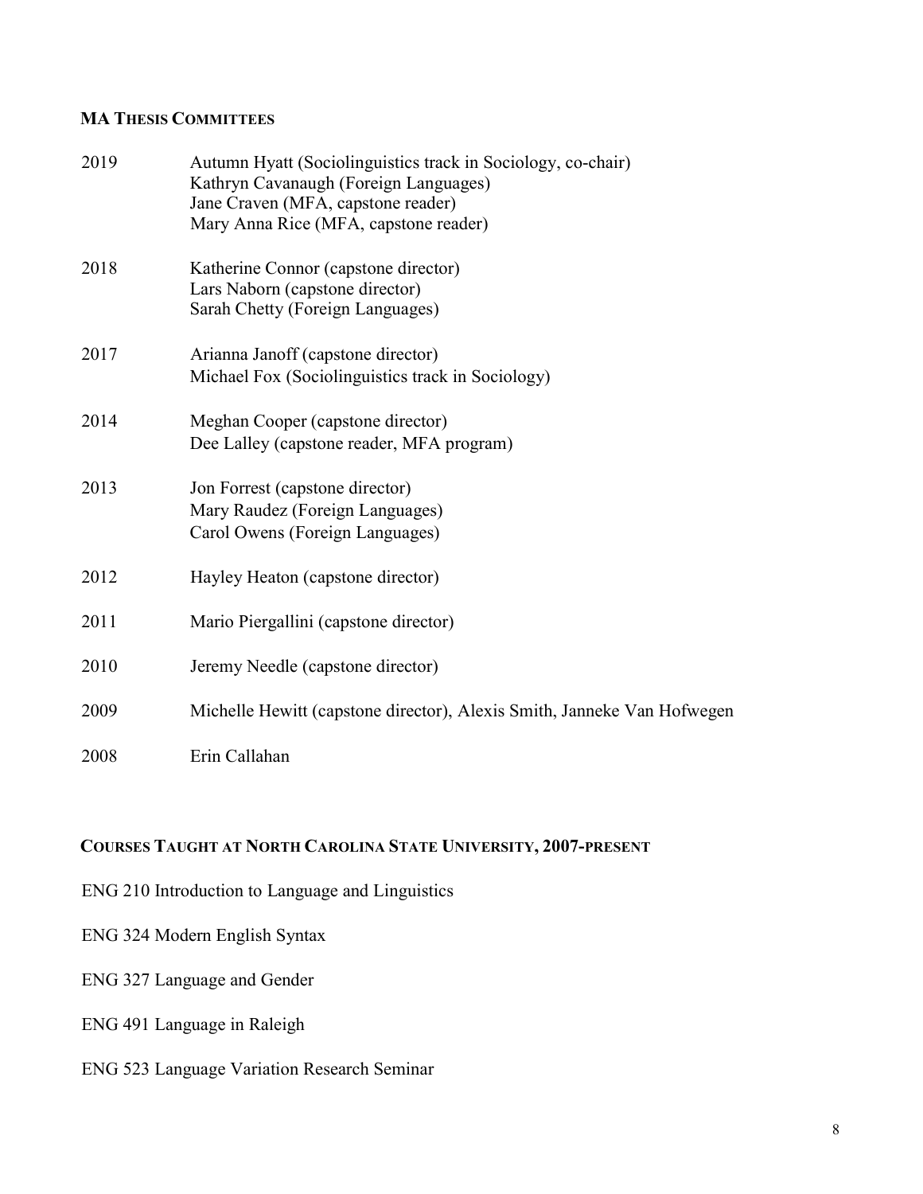## MA Thesis Committees

| | |
|---|---|
| 2019 | Autumn Hyatt (Sociolinguistics track in Sociology, co-chair)<br>Kathryn Cavanaugh (Foreign Languages)<br>Jane Craven (MFA, capstone reader)<br>Mary Anna Rice (MFA, capstone reader) |
| 2018 | Katherine Connor (capstone director)<br>Lars Naborn (capstone director)<br>Sarah Chetty (Foreign Languages) |
| 2017 | Arianna Janoff (capstone director)<br>Michael Fox (Sociolinguistics track in Sociology) |
| 2014 | Meghan Cooper (capstone director)<br>Dee Lalley (capstone reader, MFA program) |
| 2013 | Jon Forrest (capstone director)<br>Mary Raudez (Foreign Languages)<br>Carol Owens (Foreign Languages) |
| 2012 | Hayley Heaton (capstone director) |
| 2011 | Mario Piergallini (capstone director) |
| 2010 | Jeremy Needle (capstone director) |
| 2009 | Michelle Hewitt (capstone director), Alexis Smith, Janneke Van Hofwegen |
| 2008 | Erin Callahan |

## Courses Taught at North Carolina State University, 2007-present

ENG 210 Introduction to Language and Linguistics

ENG 324 Modern English Syntax

ENG 327 Language and Gender

ENG 491 Language in Raleigh

ENG 523 Language Variation Research Seminar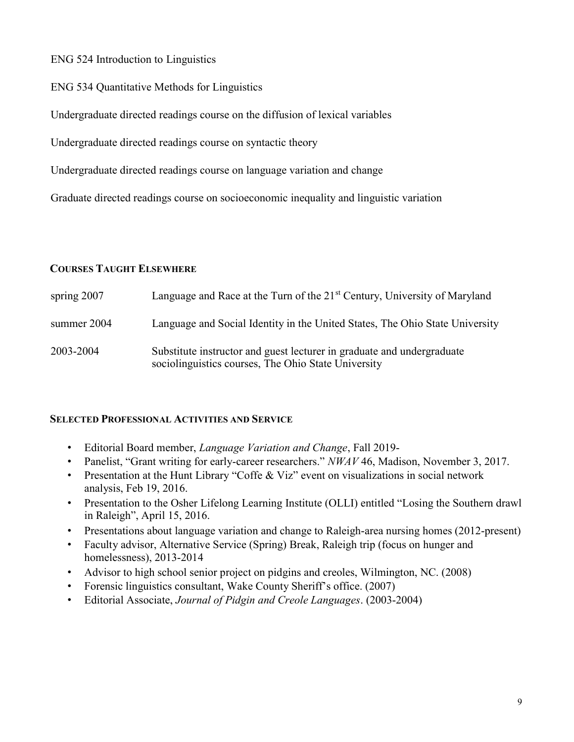ENG 524 Introduction to Linguistics

ENG 534 Quantitative Methods for Linguistics

Undergraduate directed readings course on the diffusion of lexical variables

Undergraduate directed readings course on syntactic theory

Undergraduate directed readings course on language variation and change

Graduate directed readings course on socioeconomic inequality and linguistic variation

## COURSES TAUGHT ELSEWHERE

| | |
|---|---|
| spring 2007 | Language and Race at the Turn of the 21st Century, University of Maryland |
| summer 2004 | Language and Social Identity in the United States, The Ohio State University |
| 2003-2004 | Substitute instructor and guest lecturer in graduate and undergraduate sociolinguistics courses, The Ohio State University |

## SELECTED PROFESSIONAL ACTIVITIES AND SERVICE

- Editorial Board member, *Language Variation and Change*, Fall 2019-
- Panelist, "Grant writing for early-career researchers." *NWAV* 46, Madison, November 3, 2017.
- Presentation at the Hunt Library "Coffe & Viz" event on visualizations in social network analysis, Feb 19, 2016.
- Presentation to the Osher Lifelong Learning Institute (OLLI) entitled "Losing the Southern drawl in Raleigh", April 15, 2016.
- Presentations about language variation and change to Raleigh-area nursing homes (2012-present)
- Faculty advisor, Alternative Service (Spring) Break, Raleigh trip (focus on hunger and homelessness), 2013-2014
- Advisor to high school senior project on pidgins and creoles, Wilmington, NC. (2008)
- Forensic linguistics consultant, Wake County Sheriff's office. (2007)
- Editorial Associate, *Journal of Pidgin and Creole Languages*. (2003-2004)